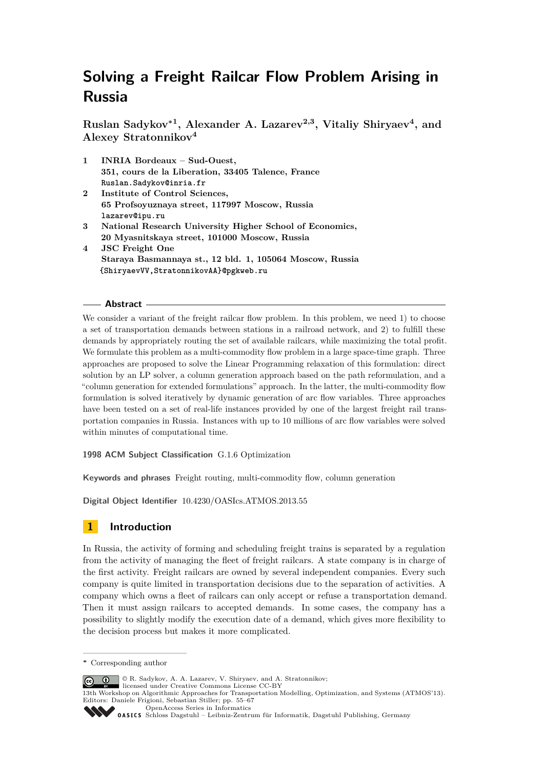# Solving a Freight Railcar Flow Problem Arising in Russia

**Ruslan Sadykov*[1], Alexander A. Lazarev[2,3], Vitaliy Shiryaev[4], and Alexey Stratonnikov[4]**

1. **INRIA Bordeaux – Sud-Ouest, 351, cours de la Liberation, 33405 Talence, France**
   Ruslan.Sadykov@inria.fr
2. **Institute of Control Sciences, 65 Profsoyuznaya street, 117997 Moscow, Russia**
   lazarev@ipu.ru
3. **National Research University Higher School of Economics, 20 Myasnitskaya street, 101000 Moscow, Russia**
4. **JSC Freight One Staraya Basmannaya st., 12 bld. 1, 105064 Moscow, Russia**
   {ShiryaevVV,StratonnikovAA}@pgkweb.ru

## Abstract

We consider a variant of the freight railcar flow problem. In this problem, we need 1) to choose a set of transportation demands between stations in a railroad network, and 2) to fulfill these demands by appropriately routing the set of available railcars, while maximizing the total profit. We formulate this problem as a multi-commodity flow problem in a large space-time graph. Three approaches are proposed to solve the Linear Programming relaxation of this formulation: direct solution by an LP solver, a column generation approach based on the path reformulation, and a "column generation for extended formulations" approach. In the latter, the multi-commodity flow formulation is solved iteratively by dynamic generation of arc flow variables. Three approaches have been tested on a set of real-life instances provided by one of the largest freight rail transportation companies in Russia. Instances with up to 10 millions of arc flow variables were solved within minutes of computational time.

**1998 ACM Subject Classification** G.1.6 Optimization

**Keywords and phrases** Freight routing, multi-commodity flow, column generation

**Digital Object Identifier** 10.4230/OASIcs.ATMOS.2013.55

## 1 Introduction

In Russia, the activity of forming and scheduling freight trains is separated by a regulation from the activity of managing the fleet of freight railcars. A state company is in charge of the first activity. Freight railcars are owned by several independent companies. Every such company is quite limited in transportation decisions due to the separation of activities. A company which owns a fleet of railcars can only accept or refuse a transportation demand. Then it must assign railcars to accepted demands. In some cases, the company has a possibility to slightly modify the execution date of a demand, which gives more flexibility to the decision process but makes it more complicated.

* Corresponding author

© R. Sadykov, A. A. Lazarev, V. Shiryaev, and A. Stratonnikov; licensed under Creative Commons License CC-BY
13th Workshop on Algorithmic Approaches for Transportation Modelling, Optimization, and Systems (ATMOS'13).
Editors: Daniele Frigioni, Sebastian Stiller; pp. 55–67
OpenAccess Series in Informatics
Schloss Dagstuhl – Leibniz-Zentrum für Informatik, Dagstuhl Publishing, Germany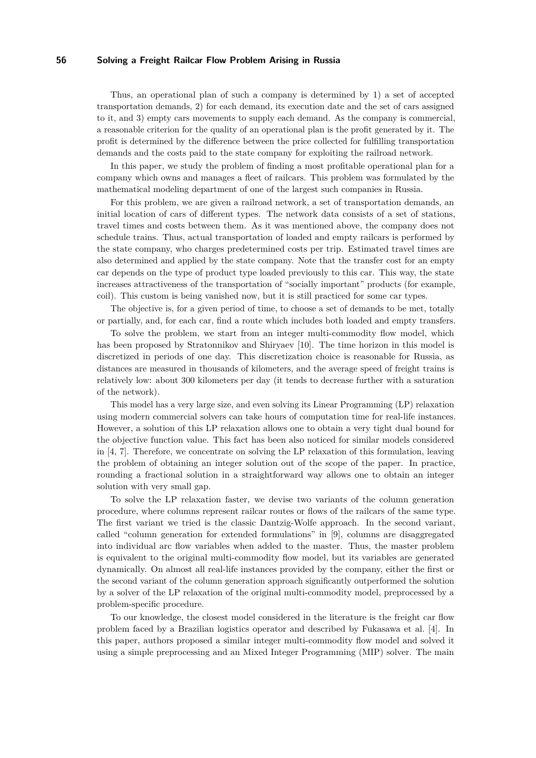Thus, an operational plan of such a company is determined by 1) a set of accepted transportation demands, 2) for each demand, its execution date and the set of cars assigned to it, and 3) empty cars movements to supply each demand. As the company is commercial, a reasonable criterion for the quality of an operational plan is the profit generated by it. The profit is determined by the difference between the price collected for fulfilling transportation demands and the costs paid to the state company for exploiting the railroad network.

In this paper, we study the problem of finding a most profitable operational plan for a company which owns and manages a fleet of railcars. This problem was formulated by the mathematical modeling department of one of the largest such companies in Russia.

For this problem, we are given a railroad network, a set of transportation demands, an initial location of cars of different types. The network data consists of a set of stations, travel times and costs between them. As it was mentioned above, the company does not schedule trains. Thus, actual transportation of loaded and empty railcars is performed by the state company, who charges predetermined costs per trip. Estimated travel times are also determined and applied by the state company. Note that the transfer cost for an empty car depends on the type of product type loaded previously to this car. This way, the state increases attractiveness of the transportation of "socially important" products (for example, coil). This custom is being vanished now, but it is still practiced for some car types.

The objective is, for a given period of time, to choose a set of demands to be met, totally or partially, and, for each car, find a route which includes both loaded and empty transfers.

To solve the problem, we start from an integer multi-commodity flow model, which has been proposed by Stratonnikov and Shiryaev [10]. The time horizon in this model is discretized in periods of one day. This discretization choice is reasonable for Russia, as distances are measured in thousands of kilometers, and the average speed of freight trains is relatively low: about 300 kilometers per day (it tends to decrease further with a saturation of the network).

This model has a very large size, and even solving its Linear Programming (LP) relaxation using modern commercial solvers can take hours of computation time for real-life instances. However, a solution of this LP relaxation allows one to obtain a very tight dual bound for the objective function value. This fact has been also noticed for similar models considered in [4, 7]. Therefore, we concentrate on solving the LP relaxation of this formulation, leaving the problem of obtaining an integer solution out of the scope of the paper. In practice, rounding a fractional solution in a straightforward way allows one to obtain an integer solution with very small gap.

To solve the LP relaxation faster, we devise two variants of the column generation procedure, where columns represent railcar routes or flows of the railcars of the same type. The first variant we tried is the classic Dantzig-Wolfe approach. In the second variant, called "column generation for extended formulations" in [9], columns are disaggregated into individual arc flow variables when added to the master. Thus, the master problem is equivalent to the original multi-commodity flow model, but its variables are generated dynamically. On almost all real-life instances provided by the company, either the first or the second variant of the column generation approach significantly outperformed the solution by a solver of the LP relaxation of the original multi-commodity model, preprocessed by a problem-specific procedure.

To our knowledge, the closest model considered in the literature is the freight car flow problem faced by a Brazilian logistics operator and described by Fukasawa et al. [4]. In this paper, authors proposed a similar integer multi-commodity flow model and solved it using a simple preprocessing and an Mixed Integer Programming (MIP) solver. The main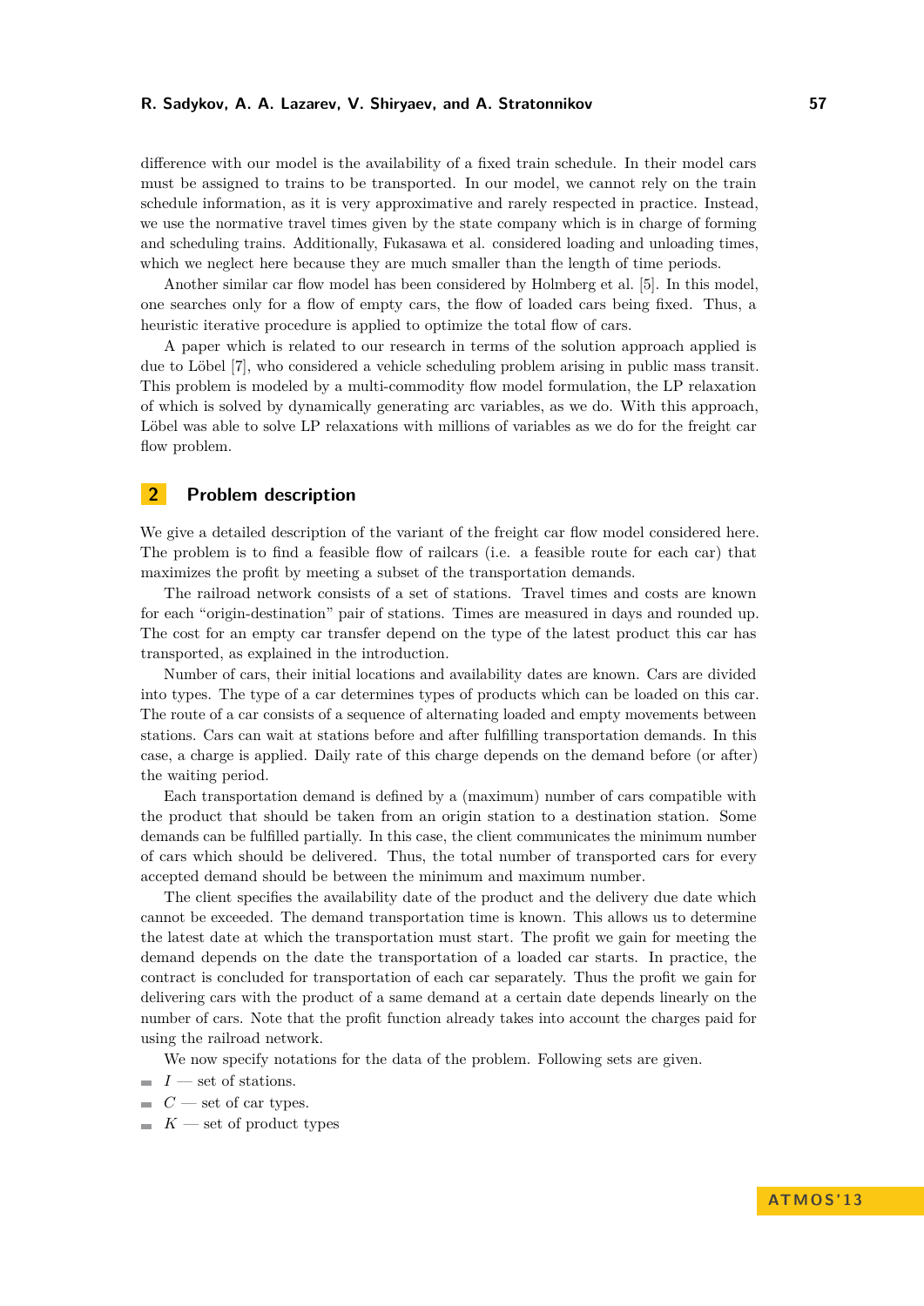difference with our model is the availability of a fixed train schedule. In their model cars must be assigned to trains to be transported. In our model, we cannot rely on the train schedule information, as it is very approximative and rarely respected in practice. Instead, we use the normative travel times given by the state company which is in charge of forming and scheduling trains. Additionally, Fukasawa et al. considered loading and unloading times, which we neglect here because they are much smaller than the length of time periods.

Another similar car flow model has been considered by Holmberg et al. [5]. In this model, one searches only for a flow of empty cars, the flow of loaded cars being fixed. Thus, a heuristic iterative procedure is applied to optimize the total flow of cars.

A paper which is related to our research in terms of the solution approach applied is due to Löbel [7], who considered a vehicle scheduling problem arising in public mass transit. This problem is modeled by a multi-commodity flow model formulation, the LP relaxation of which is solved by dynamically generating arc variables, as we do. With this approach, Löbel was able to solve LP relaxations with millions of variables as we do for the freight car flow problem.

## 2 Problem description

We give a detailed description of the variant of the freight car flow model considered here. The problem is to find a feasible flow of railcars (i.e. a feasible route for each car) that maximizes the profit by meeting a subset of the transportation demands.

The railroad network consists of a set of stations. Travel times and costs are known for each "origin-destination" pair of stations. Times are measured in days and rounded up. The cost for an empty car transfer depend on the type of the latest product this car has transported, as explained in the introduction.

Number of cars, their initial locations and availability dates are known. Cars are divided into types. The type of a car determines types of products which can be loaded on this car. The route of a car consists of a sequence of alternating loaded and empty movements between stations. Cars can wait at stations before and after fulfilling transportation demands. In this case, a charge is applied. Daily rate of this charge depends on the demand before (or after) the waiting period.

Each transportation demand is defined by a (maximum) number of cars compatible with the product that should be taken from an origin station to a destination station. Some demands can be fulfilled partially. In this case, the client communicates the minimum number of cars which should be delivered. Thus, the total number of transported cars for every accepted demand should be between the minimum and maximum number.

The client specifies the availability date of the product and the delivery due date which cannot be exceeded. The demand transportation time is known. This allows us to determine the latest date at which the transportation must start. The profit we gain for meeting the demand depends on the date the transportation of a loaded car starts. In practice, the contract is concluded for transportation of each car separately. Thus the profit we gain for delivering cars with the product of a same demand at a certain date depends linearly on the number of cars. Note that the profit function already takes into account the charges paid for using the railroad network.

We now specify notations for the data of the problem. Following sets are given.

- $I$ — set of stations.
- $C$ — set of car types.
- $K$ — set of product types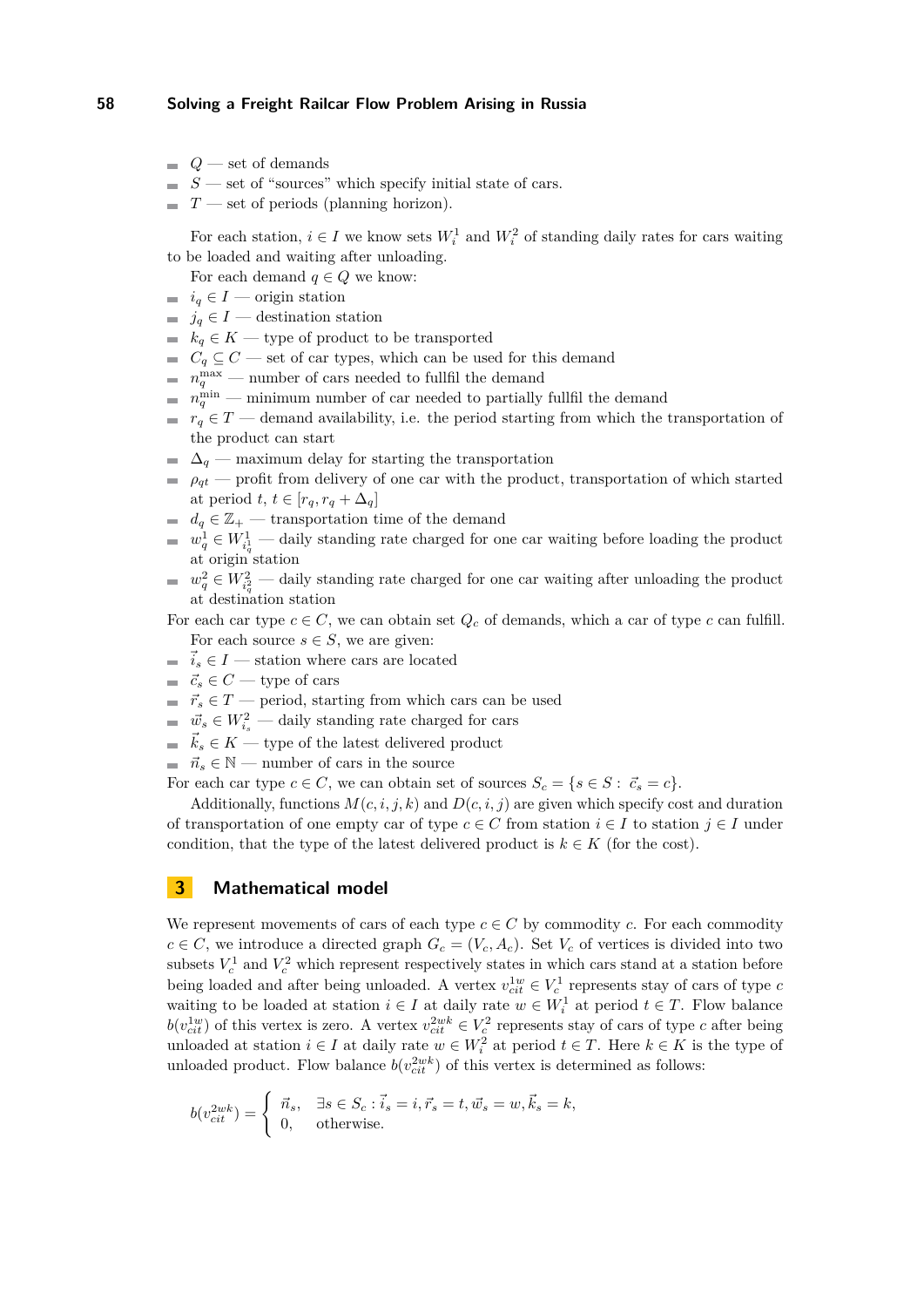- $Q$ — set of demands
- $S$ — set of "sources" which specify initial state of cars.
- $T$ — set of periods (planning horizon).

For each station, $i \in I$ we know sets $W_i^1$ and $W_i^2$ of standing daily rates for cars waiting to be loaded and waiting after unloading.

For each demand $q \in Q$ we know:

- $i_q \in I$ — origin station
- $j_q \in I$ — destination station
- $k_q \in K$ — type of product to be transported
- $C_q \subseteq C$ — set of car types, which can be used for this demand
- $n_q^{\max}$ — number of cars needed to fullfil the demand
- $n_q^{\min}$ — minimum number of car needed to partially fullfil the demand
- $r_q \in T$ — demand availability, i.e. the period starting from which the transportation of the product can start
- $\Delta_q$ — maximum delay for starting the transportation
- $\rho_{qt}$ — profit from delivery of one car with the product, transportation of which started at period $t$, $t \in [r_q, r_q + \Delta_q]$
- $d_q \in \mathbb{Z}_+$ — transportation time of the demand
- $w_q^1 \in W_{i_q^1}^1$ — daily standing rate charged for one car waiting before loading the product at origin station
- $w_q^2 \in W_{i_q^2}^2$ — daily standing rate charged for one car waiting after unloading the product at destination station

For each car type $c \in C$, we can obtain set $Q_c$ of demands, which a car of type $c$ can fulfill.

For each source $s \in S$, we are given:

- $\vec{i}_s \in I$ — station where cars are located
- $\vec{c}_s \in C$ — type of cars
- $\vec{r}_s \in T$ — period, starting from which cars can be used
- $\vec{w}_s \in W_{i_s}^2$ — daily standing rate charged for cars
- $\vec{k}_s \in K$ — type of the latest delivered product
- $\vec{n}_s \in \mathbb{N}$ — number of cars in the source

For each car type $c \in C$, we can obtain set of sources $S_c = \{s \in S : \vec{c}_s = c\}$.

Additionally, functions $M(c, i, j, k)$ and $D(c, i, j)$ are given which specify cost and duration of transportation of one empty car of type $c \in C$ from station $i \in I$ to station $j \in I$ under condition, that the type of the latest delivered product is $k \in K$ (for the cost).

## 3 Mathematical model

We represent movements of cars of each type $c \in C$ by commodity $c$. For each commodity $c \in C$, we introduce a directed graph $G_c = (V_c, A_c)$. Set $V_c$ of vertices is divided into two subsets $V_c^1$ and $V_c^2$ which represent respectively states in which cars stand at a station before being loaded and after being unloaded. A vertex $v_{cit}^{1w} \in V_c^1$ represents stay of cars of type $c$ waiting to be loaded at station $i \in I$ at daily rate $w \in W_i^1$ at period $t \in T$. Flow balance $b(v_{cit}^{1w})$ of this vertex is zero. A vertex $v_{cit}^{2wk} \in V_c^2$ represents stay of cars of type $c$ after being unloaded at station $i \in I$ at daily rate $w \in W_i^2$ at period $t \in T$. Here $k \in K$ is the type of unloaded product. Flow balance $b(v_{cit}^{2wk})$ of this vertex is determined as follows:

$$b(v_{cit}^{2wk}) = \begin{cases} \vec{n}_s, & \exists s \in S_c : \vec{i}_s = i, \vec{r}_s = t, \vec{w}_s = w, \vec{k}_s = k, \\ 0, & \text{otherwise.} \end{cases}$$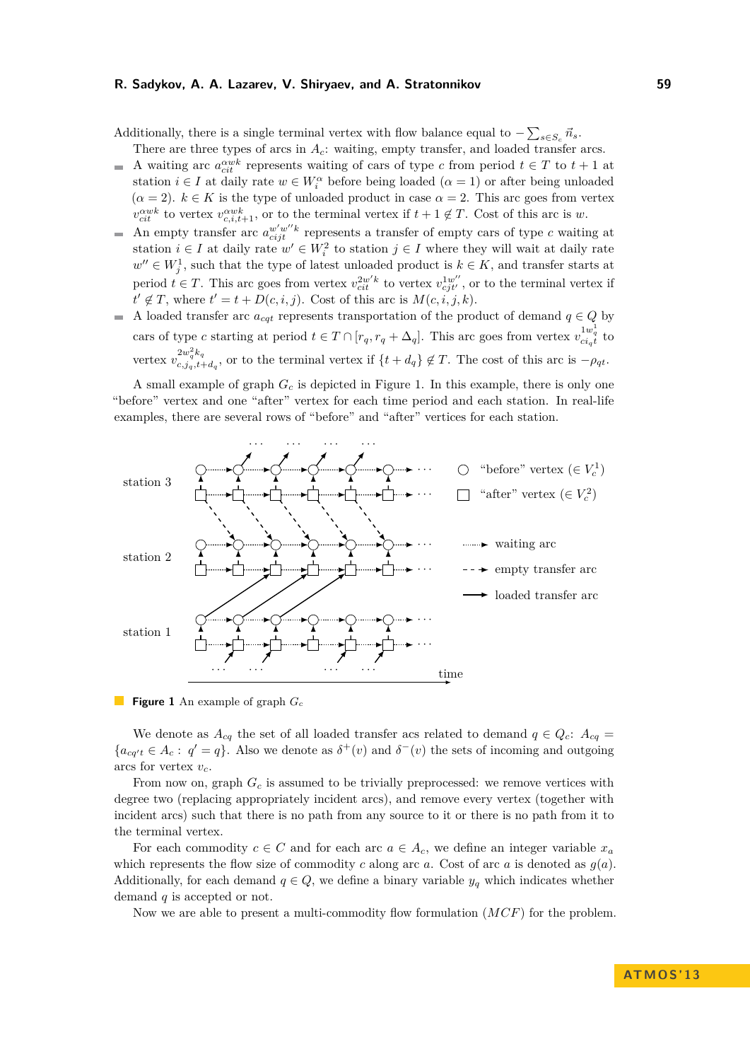Additionally, there is a single terminal vertex with flow balance equal to $-\sum_{s\in S_c}\vec{n}_s$.

There are three types of arcs in $A_c$: waiting, empty transfer, and loaded transfer arcs.

- A waiting arc $a^{\alpha wk}_{cit}$ represents waiting of cars of type $c$ from period $t \in T$ to $t+1$ at station $i \in I$ at daily rate $w \in W^{\alpha}_i$ before being loaded ($\alpha = 1$) or after being unloaded ($\alpha = 2$). $k \in K$ is the type of unloaded product in case $\alpha = 2$. This arc goes from vertex $v^{\alpha wk}_{cit}$ to vertex $v^{\alpha wk}_{c,i,t+1}$, or to the terminal vertex if $t+1 \notin T$. Cost of this arc is $w$.
- An empty transfer arc $a^{w'w''k}_{cijt}$ represents a transfer of empty cars of type $c$ waiting at station $i \in I$ at daily rate $w' \in W^2_i$ to station $j \in I$ where they will wait at daily rate $w'' \in W^1_j$, such that the type of latest unloaded product is $k \in K$, and transfer starts at period $t \in T$. This arc goes from vertex $v^{2w'k}_{cit}$ to vertex $v^{1w''}_{cjt'}$, or to the terminal vertex if $t' \notin T$, where $t' = t + D(c,i,j)$. Cost of this arc is $M(c,i,j,k)$.
- A loaded transfer arc $a_{cqt}$ represents transportation of the product of demand $q \in Q$ by cars of type $c$ starting at period $t \in T \cap [r_q, r_q + \Delta_q]$. This arc goes from vertex $v^{1w^1_q}_{ci_qt}$ to vertex $v^{2w^2_qk_q}_{c,j_q,t+d_q}$, or to the terminal vertex if $\{t+d_q\} \notin T$. The cost of this arc is $-\rho_{qt}$.

A small example of graph $G_c$ is depicted in Figure 1. In this example, there is only one "before" vertex and one "after" vertex for each time period and each station. In real-life examples, there are several rows of "before" and "after" vertices for each station.

**Figure 1** An example of graph $G_c$

We denote as $A_{cq}$ the set of all loaded transfer acs related to demand $q \in Q_c$: $A_{cq} = \{a_{cq't} \in A_c : q' = q\}$. Also we denote as $\delta^+(v)$ and $\delta^-(v)$ the sets of incoming and outgoing arcs for vertex $v_c$.

From now on, graph $G_c$ is assumed to be trivially preprocessed: we remove vertices with degree two (replacing appropriately incident arcs), and remove every vertex (together with incident arcs) such that there is no path from any source to it or there is no path from it to the terminal vertex.

For each commodity $c \in C$ and for each arc $a \in A_c$, we define an integer variable $x_a$ which represents the flow size of commodity $c$ along arc $a$. Cost of arc $a$ is denoted as $g(a)$. Additionally, for each demand $q \in Q$, we define a binary variable $y_q$ which indicates whether demand $q$ is accepted or not.

Now we are able to present a multi-commodity flow formulation ($MCF$) for the problem.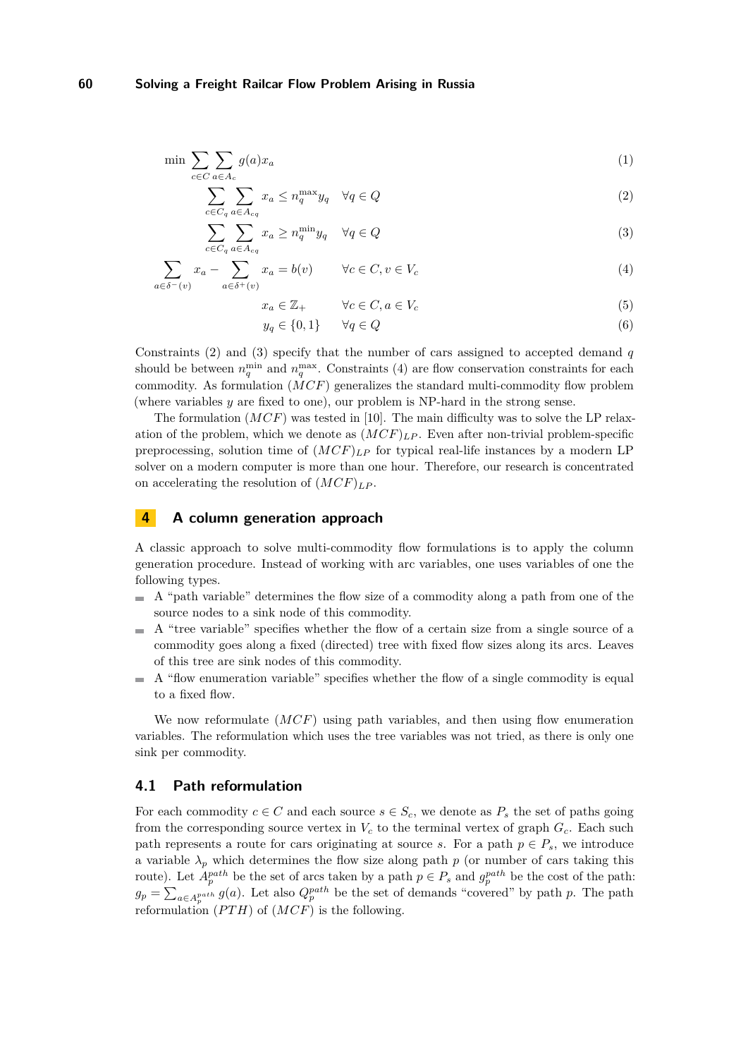$$\min \sum_{c \in C} \sum_{a \in A_c} g(a) x_a \tag{1}$$

$$\sum_{c \in C_q} \sum_{a \in A_{cq}} x_a \leq n_q^{\max} y_q \quad \forall q \in Q \tag{2}$$

$$\sum_{c \in C_q} \sum_{a \in A_{cq}} x_a \geq n_q^{\min} y_q \quad \forall q \in Q \tag{3}$$

$$\sum_{a \in \delta^-(v)} x_a - \sum_{a \in \delta^+(v)} x_a = b(v) \qquad \forall c \in C, v \in V_c \tag{4}$$

$$x_a \in \mathbb{Z}_+ \qquad \forall c \in C, a \in V_c \tag{5}$$

$$y_q \in \{0, 1\} \qquad \forall q \in Q \tag{6}$$

Constraints (2) and (3) specify that the number of cars assigned to accepted demand $q$ should be between $n_q^{\min}$ and $n_q^{\max}$. Constraints (4) are flow conservation constraints for each commodity. As formulation $(MCF)$ generalizes the standard multi-commodity flow problem (where variables $y$ are fixed to one), our problem is NP-hard in the strong sense.

The formulation $(MCF)$ was tested in [10]. The main difficulty was to solve the LP relaxation of the problem, which we denote as $(MCF)_{LP}$. Even after non-trivial problem-specific preprocessing, solution time of $(MCF)_{LP}$ for typical real-life instances by a modern LP solver on a modern computer is more than one hour. Therefore, our research is concentrated on accelerating the resolution of $(MCF)_{LP}$.

## 4 A column generation approach

A classic approach to solve multi-commodity flow formulations is to apply the column generation procedure. Instead of working with arc variables, one uses variables of one the following types.

- A "path variable" determines the flow size of a commodity along a path from one of the source nodes to a sink node of this commodity.
- A "tree variable" specifies whether the flow of a certain size from a single source of a commodity goes along a fixed (directed) tree with fixed flow sizes along its arcs. Leaves of this tree are sink nodes of this commodity.
- A "flow enumeration variable" specifies whether the flow of a single commodity is equal to a fixed flow.

We now reformulate $(MCF)$ using path variables, and then using flow enumeration variables. The reformulation which uses the tree variables was not tried, as there is only one sink per commodity.

### 4.1 Path reformulation

For each commodity $c \in C$ and each source $s \in S_c$, we denote as $P_s$ the set of paths going from the corresponding source vertex in $V_c$ to the terminal vertex of graph $G_c$. Each such path represents a route for cars originating at source $s$. For a path $p \in P_s$, we introduce a variable $\lambda_p$ which determines the flow size along path $p$ (or number of cars taking this route). Let $A_p^{path}$ be the set of arcs taken by a path $p \in P_s$ and $g_p^{path}$ be the cost of the path: $g_p = \sum_{a \in A_p^{path}} g(a)$. Let also $Q_p^{path}$ be the set of demands "covered" by path $p$. The path reformulation $(PTH)$ of $(MCF)$ is the following.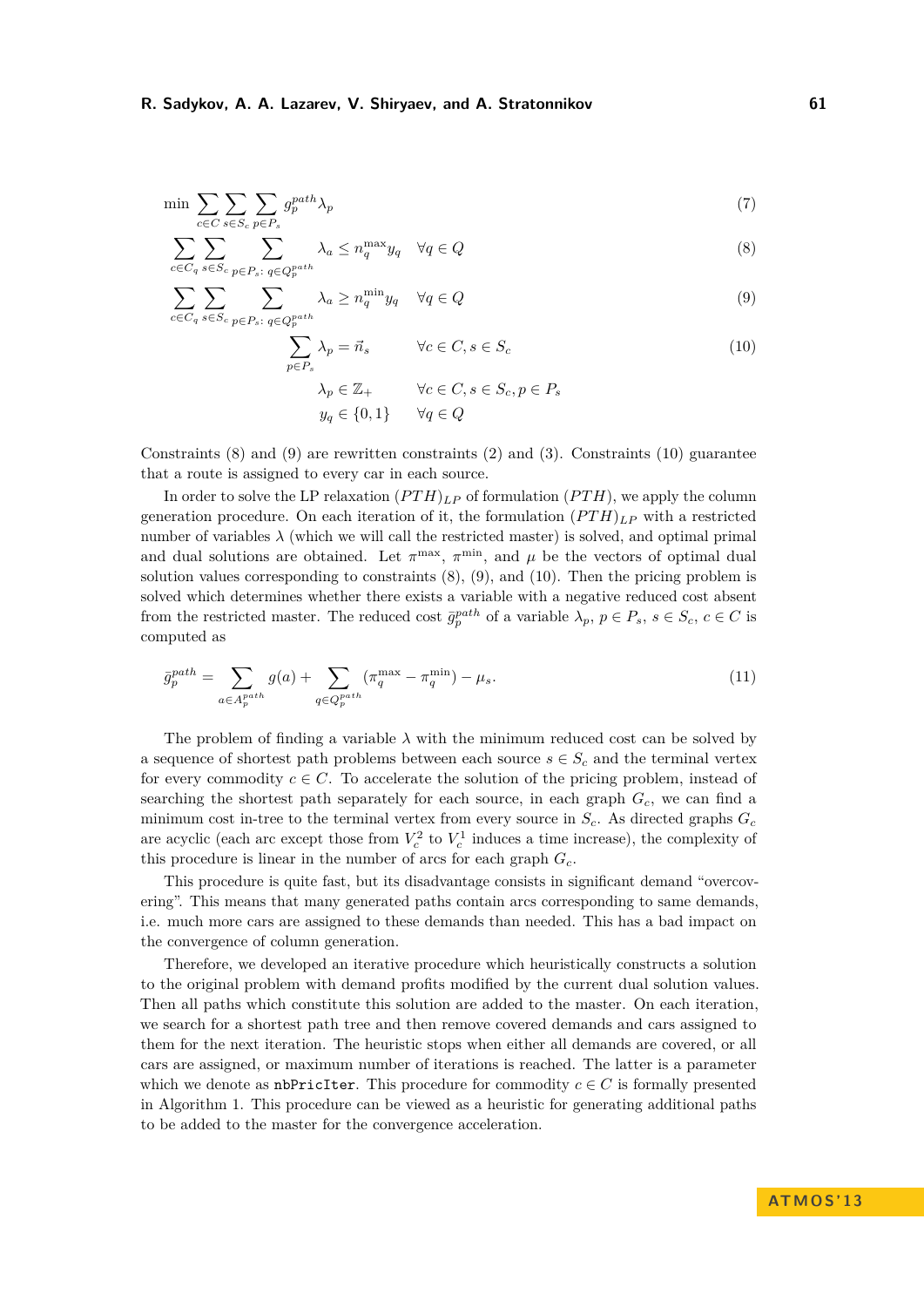$$\min \sum_{c\in C}\sum_{s\in S_c}\sum_{p\in P_s} g_p^{path}\lambda_p \tag{7}$$

$$\sum_{c\in C_q}\sum_{s\in S_c}\sum_{p\in P_s:\, q\in Q_p^{path}} \lambda_a \le n_q^{\max} y_q \quad \forall q \in Q \tag{8}$$

$$\sum_{c\in C_q}\sum_{s\in S_c}\sum_{p\in P_s:\, q\in Q_p^{path}} \lambda_a \ge n_q^{\min} y_q \quad \forall q \in Q \tag{9}$$

$$\sum_{p\in P_s} \lambda_p = \vec{n}_s \qquad \forall c \in C, s \in S_c \tag{10}$$

$$\lambda_p \in \mathbb{Z}_+ \qquad \forall c \in C, s \in S_c, p \in P_s$$

$$y_q \in \{0,1\} \qquad \forall q \in Q$$

Constraints (8) and (9) are rewritten constraints (2) and (3). Constraints (10) guarantee that a route is assigned to every car in each source.

In order to solve the LP relaxation $(PTH)_{LP}$ of formulation $(PTH)$, we apply the column generation procedure. On each iteration of it, the formulation $(PTH)_{LP}$ with a restricted number of variables $\lambda$ (which we will call the restricted master) is solved, and optimal primal and dual solutions are obtained. Let $\pi^{\max}$, $\pi^{\min}$, and $\mu$ be the vectors of optimal dual solution values corresponding to constraints (8), (9), and (10). Then the pricing problem is solved which determines whether there exists a variable with a negative reduced cost absent from the restricted master. The reduced cost $\bar{g}_p^{path}$ of a variable $\lambda_p$, $p \in P_s$, $s \in S_c$, $c \in C$ is computed as

$$\bar{g}_p^{path} = \sum_{a\in A_p^{path}} g(a) + \sum_{q\in Q_p^{path}} (\pi_q^{\max} - \pi_q^{\min}) - \mu_s. \tag{11}$$

The problem of finding a variable $\lambda$ with the minimum reduced cost can be solved by a sequence of shortest path problems between each source $s \in S_c$ and the terminal vertex for every commodity $c \in C$. To accelerate the solution of the pricing problem, instead of searching the shortest path separately for each source, in each graph $G_c$, we can find a minimum cost in-tree to the terminal vertex from every source in $S_c$. As directed graphs $G_c$ are acyclic (each arc except those from $V_c^2$ to $V_c^1$ induces a time increase), the complexity of this procedure is linear in the number of arcs for each graph $G_c$.

This procedure is quite fast, but its disadvantage consists in significant demand "overcovering". This means that many generated paths contain arcs corresponding to same demands, i.e. much more cars are assigned to these demands than needed. This has a bad impact on the convergence of column generation.

Therefore, we developed an iterative procedure which heuristically constructs a solution to the original problem with demand profits modified by the current dual solution values. Then all paths which constitute this solution are added to the master. On each iteration, we search for a shortest path tree and then remove covered demands and cars assigned to them for the next iteration. The heuristic stops when either all demands are covered, or all cars are assigned, or maximum number of iterations is reached. The latter is a parameter which we denote as `nbPricIter`. This procedure for commodity $c \in C$ is formally presented in Algorithm 1. This procedure can be viewed as a heuristic for generating additional paths to be added to the master for the convergence acceleration.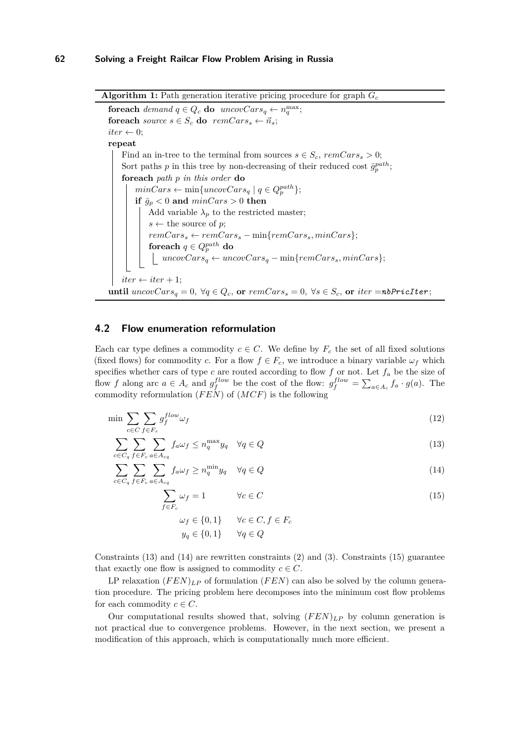**Algorithm 1:** Path generation iterative pricing procedure for graph $G_c$

```
foreach demand q ∈ Q_c do  uncovCars_q ← n_q^max;
foreach source s ∈ S_c do  remCars_s ← n⃗_s;
iter ← 0;
repeat
    Find an in-tree to the terminal from sources s ∈ S_c, remCars_s > 0;
    Sort paths p in this tree by non-decreasing of their reduced cost ḡ_p^path;
    foreach path p in this order do
        minCars ← min{uncovCars_q | q ∈ Q_p^path};
        if ḡ_p < 0 and minCars > 0 then
            Add variable λ_p to the restricted master;
            s ← the source of p;
            remCars_s ← remCars_s − min{remCars_s, minCars};
            foreach q ∈ Q_p^path do
                uncovCars_q ← uncovCars_q − min{remCars_s, minCars};
    iter ← iter + 1;
until uncovCars_q = 0, ∀q ∈ Q_c, or remCars_s = 0, ∀s ∈ S_c, or iter = nbPricIter;
```

## 4.2 Flow enumeration reformulation

Each car type defines a commodity $c \in C$. We define by $F_c$ the set of all fixed solutions (fixed flows) for commodity $c$. For a flow $f \in F_c$, we introduce a binary variable $\omega_f$ which specifies whether cars of type $c$ are routed according to flow $f$ or not. Let $f_a$ be the size of flow $f$ along arc $a \in A_c$ and $g_f^{flow}$ be the cost of the flow: $g_f^{flow} = \sum_{a \in A_c} f_a \cdot g(a)$. The commodity reformulation $(FEN)$ of $(MCF)$ is the following

$$\min \sum_{c \in C} \sum_{f \in F_s} g_f^{flow} \omega_f \tag{12}$$

$$\sum_{c \in C_q} \sum_{f \in F_c} \sum_{a \in A_{cq}} f_a \omega_f \leq n_q^{\max} y_q \quad \forall q \in Q \tag{13}$$

$$\sum_{c \in C_q} \sum_{f \in F_c} \sum_{a \in A_{cq}} f_a \omega_f \geq n_q^{\min} y_q \quad \forall q \in Q \tag{14}$$

$$\sum_{f \in F_c} \omega_f = 1 \qquad \forall c \in C \tag{15}$$

$$\omega_f \in \{0,1\} \qquad \forall c \in C, f \in F_c$$

$$y_q \in \{0,1\} \qquad \forall q \in Q$$

Constraints (13) and (14) are rewritten constraints (2) and (3). Constraints (15) guarantee that exactly one flow is assigned to commodity $c \in C$.

LP relaxation $(FEN)_{LP}$ of formulation $(FEN)$ can also be solved by the column generation procedure. The pricing problem here decomposes into the minimum cost flow problems for each commodity $c \in C$.

Our computational results showed that, solving $(FEN)_{LP}$ by column generation is not practical due to convergence problems. However, in the next section, we present a modification of this approach, which is computationally much more efficient.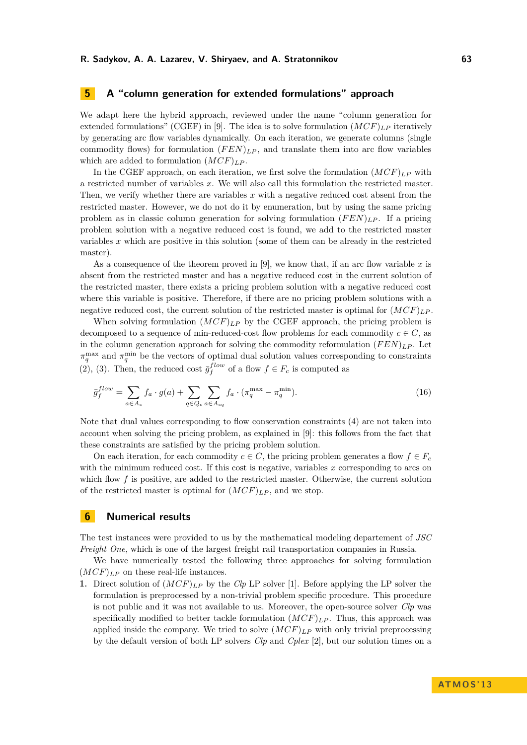## 5 A "column generation for extended formulations" approach

We adapt here the hybrid approach, reviewed under the name "column generation for extended formulations" (CGEF) in [9]. The idea is to solve formulation $(MCF)_{LP}$ iteratively by generating arc flow variables dynamically. On each iteration, we generate columns (single commodity flows) for formulation $(FEN)_{LP}$, and translate them into arc flow variables which are added to formulation $(MCF)_{LP}$.

In the CGEF approach, on each iteration, we first solve the formulation $(MCF)_{LP}$ with a restricted number of variables $x$. We will also call this formulation the restricted master. Then, we verify whether there are variables $x$ with a negative reduced cost absent from the restricted master. However, we do not do it by enumeration, but by using the same pricing problem as in classic column generation for solving formulation $(FEN)_{LP}$. If a pricing problem solution with a negative reduced cost is found, we add to the restricted master variables $x$ which are positive in this solution (some of them can be already in the restricted master).

As a consequence of the theorem proved in [9], we know that, if an arc flow variable $x$ is absent from the restricted master and has a negative reduced cost in the current solution of the restricted master, there exists a pricing problem solution with a negative reduced cost where this variable is positive. Therefore, if there are no pricing problem solutions with a negative reduced cost, the current solution of the restricted master is optimal for $(MCF)_{LP}$.

When solving formulation $(MCF)_{LP}$ by the CGEF approach, the pricing problem is decomposed to a sequence of min-reduced-cost flow problems for each commodity $c \in C$, as in the column generation approach for solving the commodity reformulation $(FEN)_{LP}$. Let $\pi_q^{\max}$ and $\pi_q^{\min}$ be the vectors of optimal dual solution values corresponding to constraints (2), (3). Then, the reduced cost $\bar{g}_f^{flow}$ of a flow $f \in F_c$ is computed as

$$\bar{g}_f^{flow} = \sum_{a \in A_c} f_a \cdot g(a) + \sum_{q \in Q_c} \sum_{a \in A_{cq}} f_a \cdot (\pi_q^{\max} - \pi_q^{\min}). \tag{16}$$

Note that dual values corresponding to flow conservation constraints (4) are not taken into account when solving the pricing problem, as explained in [9]: this follows from the fact that these constraints are satisfied by the pricing problem solution.

On each iteration, for each commodity $c \in C$, the pricing problem generates a flow $f \in F_c$ with the minimum reduced cost. If this cost is negative, variables $x$ corresponding to arcs on which flow $f$ is positive, are added to the restricted master. Otherwise, the current solution of the restricted master is optimal for $(MCF)_{LP}$, and we stop.

## 6 Numerical results

The test instances were provided to us by the mathematical modeling departement of *JSC Freight One*, which is one of the largest freight rail transportation companies in Russia.

We have numerically tested the following three approaches for solving formulation $(MCF)_{LP}$ on these real-life instances.

1. Direct solution of $(MCF)_{LP}$ by the *Clp* LP solver [1]. Before applying the LP solver the formulation is preprocessed by a non-trivial problem specific procedure. This procedure is not public and it was not available to us. Moreover, the open-source solver *Clp* was specifically modified to better tackle formulation $(MCF)_{LP}$. Thus, this approach was applied inside the company. We tried to solve $(MCF)_{LP}$ with only trivial preprocessing by the default version of both LP solvers *Clp* and *Cplex* [2], but our solution times on a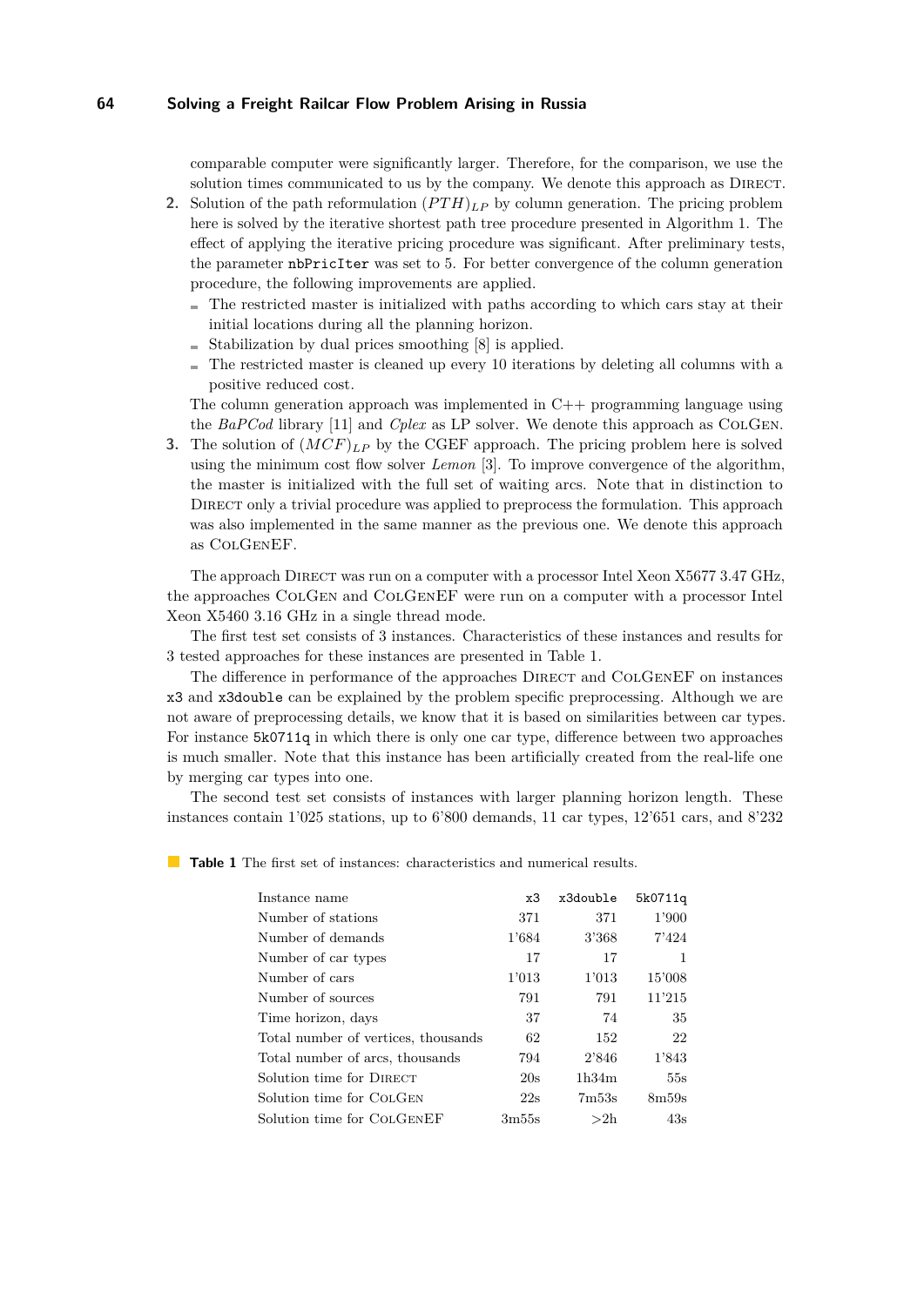comparable computer were significantly larger. Therefore, for the comparison, we use the solution times communicated to us by the company. We denote this approach as Direct.

2. Solution of the path reformulation $(PTH)_{LP}$ by column generation. The pricing problem here is solved by the iterative shortest path tree procedure presented in Algorithm 1. The effect of applying the iterative pricing procedure was significant. After preliminary tests, the parameter `nbPricIter` was set to 5. For better convergence of the column generation procedure, the following improvements are applied.
   - The restricted master is initialized with paths according to which cars stay at their initial locations during all the planning horizon.
   - Stabilization by dual prices smoothing [8] is applied.
   - The restricted master is cleaned up every 10 iterations by deleting all columns with a positive reduced cost.

   The column generation approach was implemented in C++ programming language using the *BaPCod* library [11] and *Cplex* as LP solver. We denote this approach as ColGen.
3. The solution of $(MCF)_{LP}$ by the CGEF approach. The pricing problem here is solved using the minimum cost flow solver *Lemon* [3]. To improve convergence of the algorithm, the master is initialized with the full set of waiting arcs. Note that in distinction to Direct only a trivial procedure was applied to preprocess the formulation. This approach was also implemented in the same manner as the previous one. We denote this approach as ColGenEF.

The approach Direct was run on a computer with a processor Intel Xeon X5677 3.47 GHz, the approaches ColGen and ColGenEF were run on a computer with a processor Intel Xeon X5460 3.16 GHz in a single thread mode.

The first test set consists of 3 instances. Characteristics of these instances and results for 3 tested approaches for these instances are presented in Table 1.

The difference in performance of the approaches Direct and ColGenEF on instances `x3` and `x3double` can be explained by the problem specific preprocessing. Although we are not aware of preprocessing details, we know that it is based on similarities between car types. For instance `5k0711q` in which there is only one car type, difference between two approaches is much smaller. Note that this instance has been artificially created from the real-life one by merging car types into one.

The second test set consists of instances with larger planning horizon length. These instances contain 1'025 stations, up to 6'800 demands, 11 car types, 12'651 cars, and 8'232

**Table 1** The first set of instances: characteristics and numerical results.

| Instance name | `x3` | `x3double` | `5k0711q` |
|---|---|---|---|
| Number of stations | 371 | 371 | 1'900 |
| Number of demands | 1'684 | 3'368 | 7'424 |
| Number of car types | 17 | 17 | 1 |
| Number of cars | 1'013 | 1'013 | 15'008 |
| Number of sources | 791 | 791 | 11'215 |
| Time horizon, days | 37 | 74 | 35 |
| Total number of vertices, thousands | 62 | 152 | 22 |
| Total number of arcs, thousands | 794 | 2'846 | 1'843 |
| Solution time for Direct | 20s | 1h34m | 55s |
| Solution time for ColGen | 22s | 7m53s | 8m59s |
| Solution time for ColGenEF | 3m55s | >2h | 43s |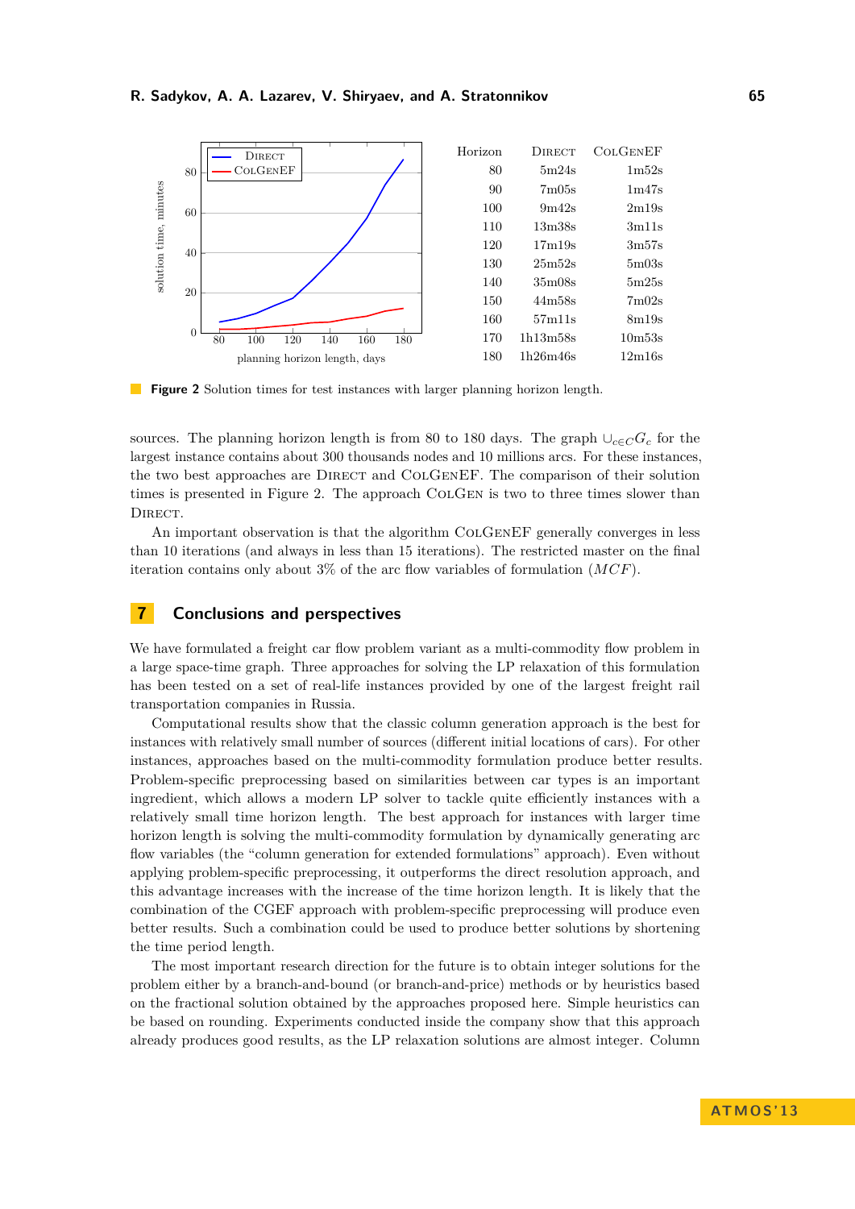| Horizon | DIRECT | COLGENEF |
|---|---|---|
| 80 | 5m24s | 1m52s |
| 90 | 7m05s | 1m47s |
| 100 | 9m42s | 2m19s |
| 110 | 13m38s | 3m11s |
| 120 | 17m19s | 3m57s |
| 130 | 25m52s | 5m03s |
| 140 | 35m08s | 5m25s |
| 150 | 44m58s | 7m02s |
| 160 | 57m11s | 8m19s |
| 170 | 1h13m58s | 10m53s |
| 180 | 1h26m46s | 12m16s |

**Figure 2** Solution times for test instances with larger planning horizon length.

sources. The planning horizon length is from 80 to 180 days. The graph $\cup_{c\in C} G_c$ for the largest instance contains about 300 thousands nodes and 10 millions arcs. For these instances, the two best approaches are DIRECT and COLGENEF. The comparison of their solution times is presented in Figure 2. The approach COLGEN is two to three times slower than DIRECT.

An important observation is that the algorithm COLGENEF generally converges in less than 10 iterations (and always in less than 15 iterations). The restricted master on the final iteration contains only about 3% of the arc flow variables of formulation ($MCF$).

## 7 Conclusions and perspectives

We have formulated a freight car flow problem variant as a multi-commodity flow problem in a large space-time graph. Three approaches for solving the LP relaxation of this formulation has been tested on a set of real-life instances provided by one of the largest freight rail transportation companies in Russia.

Computational results show that the classic column generation approach is the best for instances with relatively small number of sources (different initial locations of cars). For other instances, approaches based on the multi-commodity formulation produce better results. Problem-specific preprocessing based on similarities between car types is an important ingredient, which allows a modern LP solver to tackle quite efficiently instances with a relatively small time horizon length. The best approach for instances with larger time horizon length is solving the multi-commodity formulation by dynamically generating arc flow variables (the "column generation for extended formulations" approach). Even without applying problem-specific preprocessing, it outperforms the direct resolution approach, and this advantage increases with the increase of the time horizon length. It is likely that the combination of the CGEF approach with problem-specific preprocessing will produce even better results. Such a combination could be used to produce better solutions by shortening the time period length.

The most important research direction for the future is to obtain integer solutions for the problem either by a branch-and-bound (or branch-and-price) methods or by heuristics based on the fractional solution obtained by the approaches proposed here. Simple heuristics can be based on rounding. Experiments conducted inside the company show that this approach already produces good results, as the LP relaxation solutions are almost integer. Column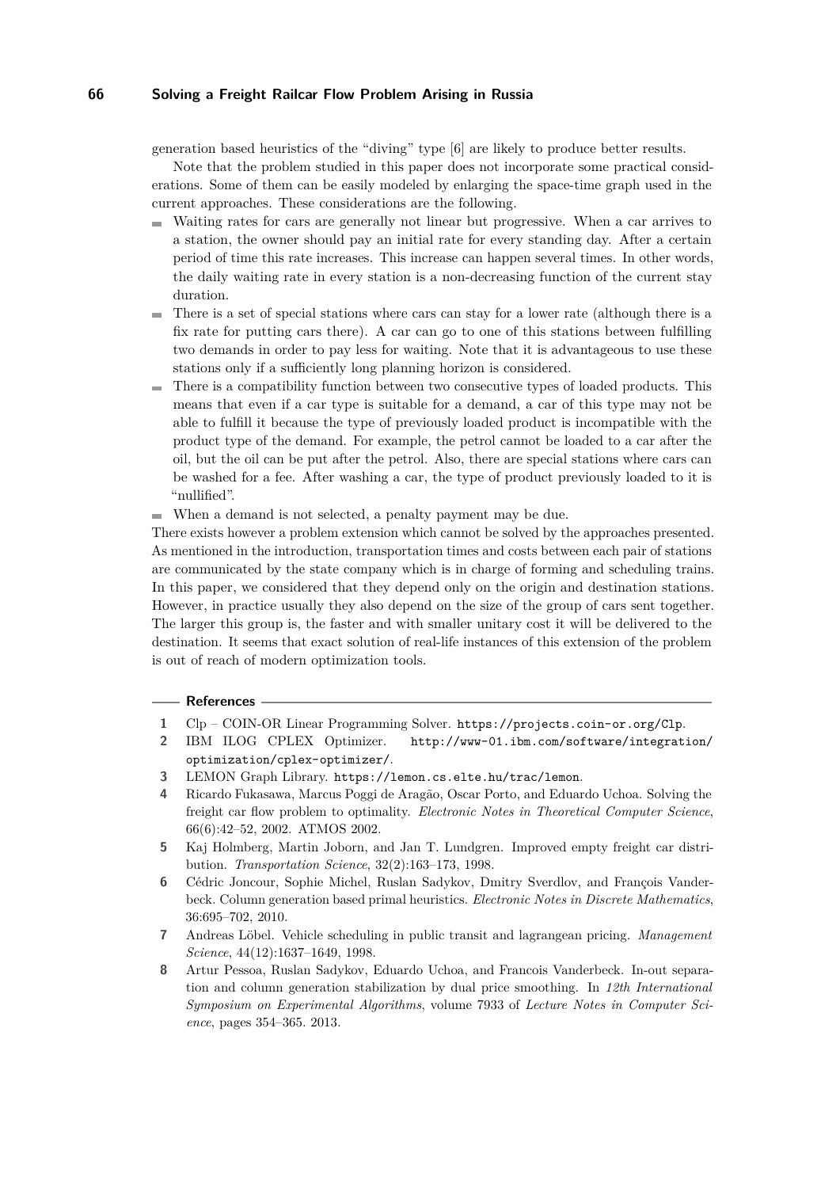generation based heuristics of the "diving" type [6] are likely to produce better results.

Note that the problem studied in this paper does not incorporate some practical considerations. Some of them can be easily modeled by enlarging the space-time graph used in the current approaches. These considerations are the following.

- Waiting rates for cars are generally not linear but progressive. When a car arrives to a station, the owner should pay an initial rate for every standing day. After a certain period of time this rate increases. This increase can happen several times. In other words, the daily waiting rate in every station is a non-decreasing function of the current stay duration.
- There is a set of special stations where cars can stay for a lower rate (although there is a fix rate for putting cars there). A car can go to one of this stations between fulfilling two demands in order to pay less for waiting. Note that it is advantageous to use these stations only if a sufficiently long planning horizon is considered.
- There is a compatibility function between two consecutive types of loaded products. This means that even if a car type is suitable for a demand, a car of this type may not be able to fulfill it because the type of previously loaded product is incompatible with the product type of the demand. For example, the petrol cannot be loaded to a car after the oil, but the oil can be put after the petrol. Also, there are special stations where cars can be washed for a fee. After washing a car, the type of product previously loaded to it is "nullified".
- When a demand is not selected, a penalty payment may be due.

There exists however a problem extension which cannot be solved by the approaches presented. As mentioned in the introduction, transportation times and costs between each pair of stations are communicated by the state company which is in charge of forming and scheduling trains. In this paper, we considered that they depend only on the origin and destination stations. However, in practice usually they also depend on the size of the group of cars sent together. The larger this group is, the faster and with smaller unitary cost it will be delivered to the destination. It seems that exact solution of real-life instances of this extension of the problem is out of reach of modern optimization tools.

## References

1. Clp – COIN-OR Linear Programming Solver. https://projects.coin-or.org/Clp.
2. IBM ILOG CPLEX Optimizer. http://www-01.ibm.com/software/integration/optimization/cplex-optimizer/.
3. LEMON Graph Library. https://lemon.cs.elte.hu/trac/lemon.
4. Ricardo Fukasawa, Marcus Poggi de Aragão, Oscar Porto, and Eduardo Uchoa. Solving the freight car flow problem to optimality. *Electronic Notes in Theoretical Computer Science*, 66(6):42–52, 2002. ATMOS 2002.
5. Kaj Holmberg, Martin Joborn, and Jan T. Lundgren. Improved empty freight car distribution. *Transportation Science*, 32(2):163–173, 1998.
6. Cédric Joncour, Sophie Michel, Ruslan Sadykov, Dmitry Sverdlov, and François Vanderbeck. Column generation based primal heuristics. *Electronic Notes in Discrete Mathematics*, 36:695–702, 2010.
7. Andreas Löbel. Vehicle scheduling in public transit and lagrangean pricing. *Management Science*, 44(12):1637–1649, 1998.
8. Artur Pessoa, Ruslan Sadykov, Eduardo Uchoa, and Francois Vanderbeck. In-out separation and column generation stabilization by dual price smoothing. In *12th International Symposium on Experimental Algorithms*, volume 7933 of *Lecture Notes in Computer Science*, pages 354–365. 2013.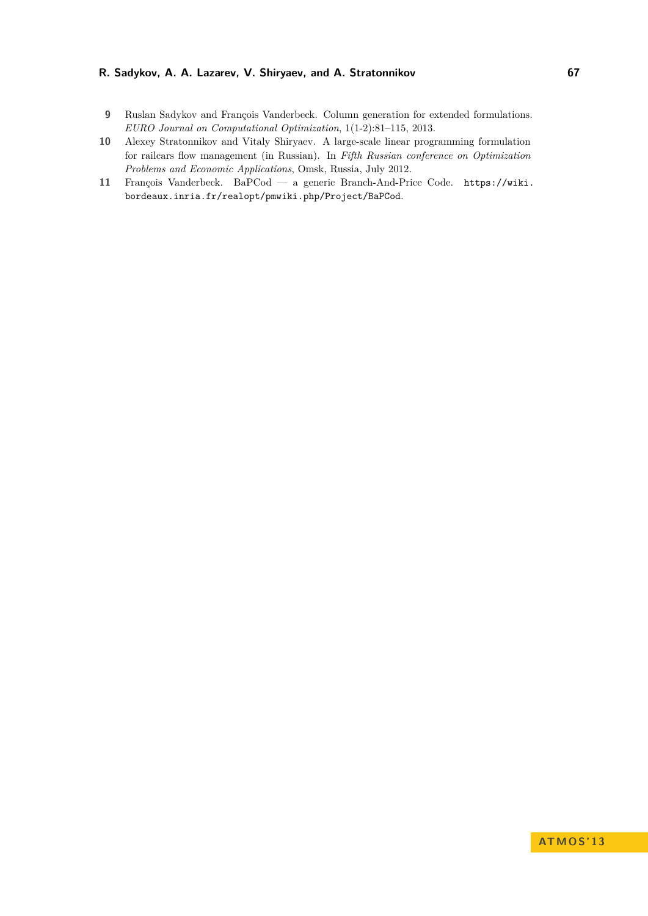9. Ruslan Sadykov and François Vanderbeck. Column generation for extended formulations. *EURO Journal on Computational Optimization*, 1(1-2):81–115, 2013.
10. Alexey Stratonnikov and Vitaly Shiryaev. A large-scale linear programming formulation for railcars flow management (in Russian). In *Fifth Russian conference on Optimization Problems and Economic Applications*, Omsk, Russia, July 2012.
11. François Vanderbeck. BaPCod — a generic Branch-And-Price Code. `https://wiki.bordeaux.inria.fr/realopt/pmwiki.php/Project/BaPCod`.